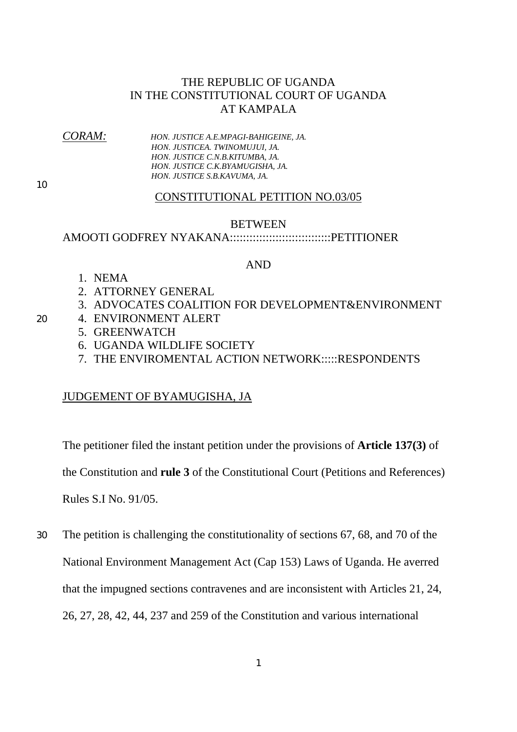THE REPUBLIC OF UGANDA
IN THE CONSTITUTIONAL COURT OF UGANDA
AT KAMPALA

*CORAM:* *HON. JUSTICE A.E.MPAGI-BAHIGEINE, JA.*
*HON. JUSTICEA. TWINOMUJUI, JA.*
*HON. JUSTICE C.N.B.KITUMBA, JA.*
*HON. JUSTICE C.K.BYAMUGISHA, JA.*
*HON. JUSTICE S.B.KAVUMA, JA.*

CONSTITUTIONAL PETITION NO.03/05

BETWEEN

AMOOTI GODFREY NYAKANA:::::::::::::::::::::::::::::::PETITIONER

AND

1. NEMA
2. ATTORNEY GENERAL
3. ADVOCATES COALITION FOR DEVELOPMENT&ENVIRONMENT
4. ENVIRONMENT ALERT
5. GREENWATCH
6. UGANDA WILDLIFE SOCIETY
7. THE ENVIROMENTAL ACTION NETWORK:::::RESPONDENTS

JUDGEMENT OF BYAMUGISHA, JA

The petitioner filed the instant petition under the provisions of **Article 137(3)** of the Constitution and **rule 3** of the Constitutional Court (Petitions and References) Rules S.I No. 91/05.

The petition is challenging the constitutionality of sections 67, 68, and 70 of the National Environment Management Act (Cap 153) Laws of Uganda. He averred that the impugned sections contravenes and are inconsistent with Articles 21, 24, 26, 27, 28, 42, 44, 237 and 259 of the Constitution and various international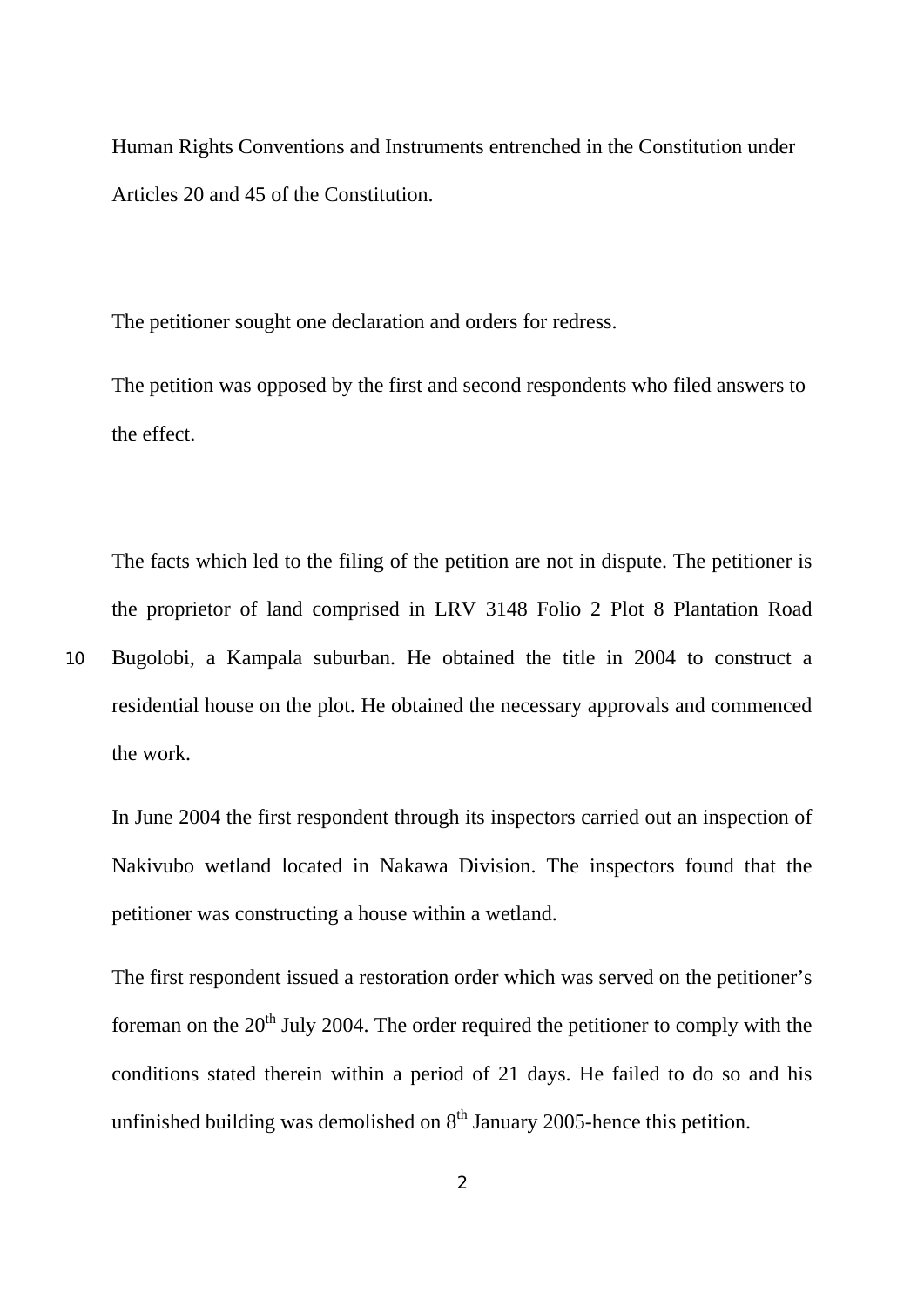Human Rights Conventions and Instruments entrenched in the Constitution under Articles 20 and 45 of the Constitution.

The petitioner sought one declaration and orders for redress.

The petition was opposed by the first and second respondents who filed answers to the effect.

The facts which led to the filing of the petition are not in dispute. The petitioner is the proprietor of land comprised in LRV 3148 Folio 2 Plot 8 Plantation Road Bugolobi, a Kampala suburban. He obtained the title in 2004 to construct a residential house on the plot. He obtained the necessary approvals and commenced the work.

In June 2004 the first respondent through its inspectors carried out an inspection of Nakivubo wetland located in Nakawa Division. The inspectors found that the petitioner was constructing a house within a wetland.

The first respondent issued a restoration order which was served on the petitioner's foreman on the 20th July 2004. The order required the petitioner to comply with the conditions stated therein within a period of 21 days. He failed to do so and his unfinished building was demolished on 8th January 2005-hence this petition.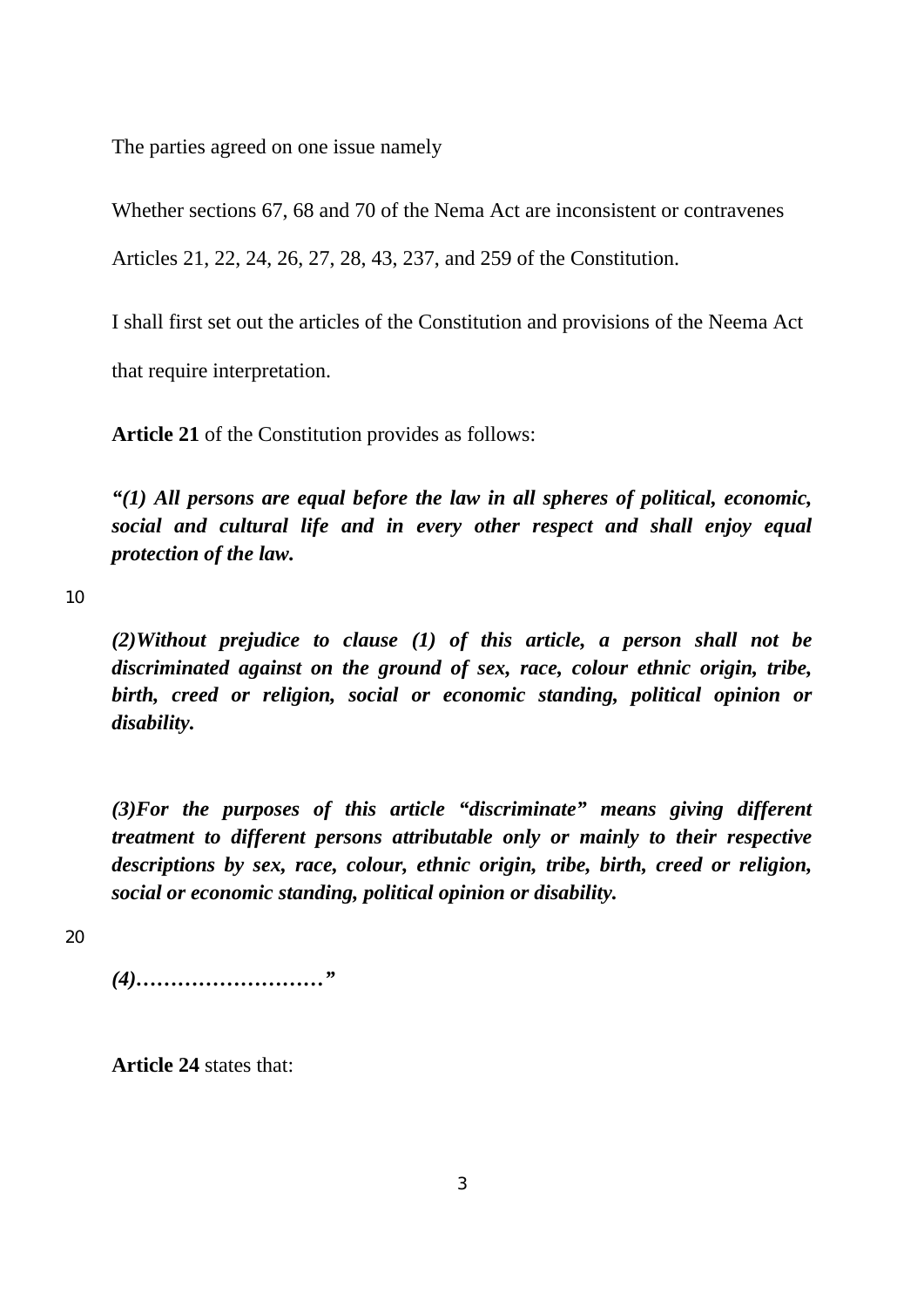The parties agreed on one issue namely

Whether sections 67, 68 and 70 of the Nema Act are inconsistent or contravenes Articles 21, 22, 24, 26, 27, 28, 43, 237, and 259 of the Constitution.

I shall first set out the articles of the Constitution and provisions of the Neema Act that require interpretation.

**Article 21** of the Constitution provides as follows:

***"(1) All persons are equal before the law in all spheres of political, economic, social and cultural life and in every other respect and shall enjoy equal protection of the law.***

***(2)Without prejudice to clause (1) of this article, a person shall not be discriminated against on the ground of sex, race, colour ethnic origin, tribe, birth, creed or religion, social or economic standing, political opinion or disability.***

***(3)For the purposes of this article "discriminate" means giving different treatment to different persons attributable only or mainly to their respective descriptions by sex, race, colour, ethnic origin, tribe, birth, creed or religion, social or economic standing, political opinion or disability.***

***(4)………………………"***

**Article 24** states that: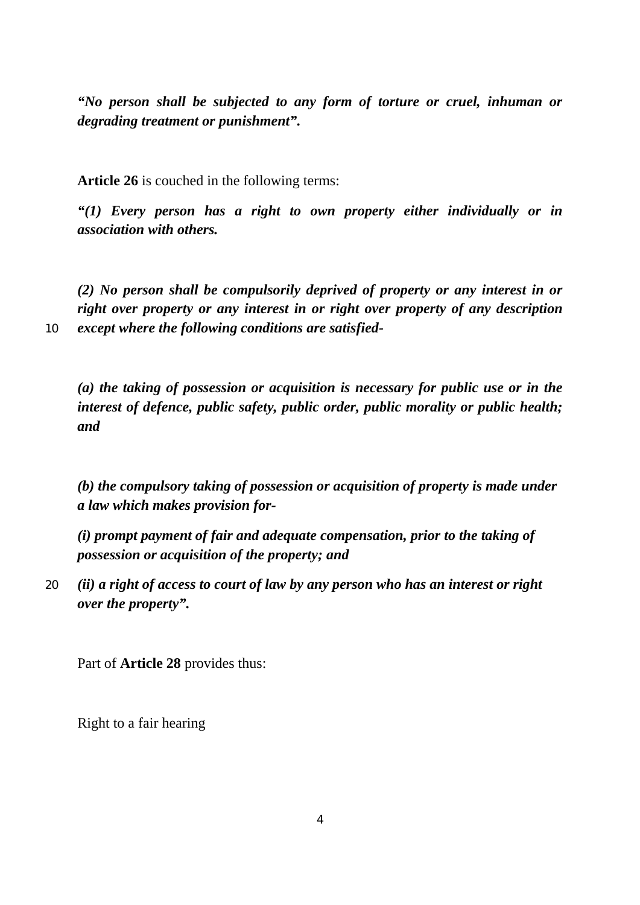***"No person shall be subjected to any form of torture or cruel, inhuman or degrading treatment or punishment".***

**Article 26** is couched in the following terms:

***"(1) Every person has a right to own property either individually or in association with others.***

***(2) No person shall be compulsorily deprived of property or any interest in or right over property or any interest in or right over property of any description except where the following conditions are satisfied-***

***(a) the taking of possession or acquisition is necessary for public use or in the interest of defence, public safety, public order, public morality or public health; and***

***(b) the compulsory taking of possession or acquisition of property is made under a law which makes provision for-***

***(i) prompt payment of fair and adequate compensation, prior to the taking of possession or acquisition of the property; and***

***(ii) a right of access to court of law by any person who has an interest or right over the property".***

Part of **Article 28** provides thus:

Right to a fair hearing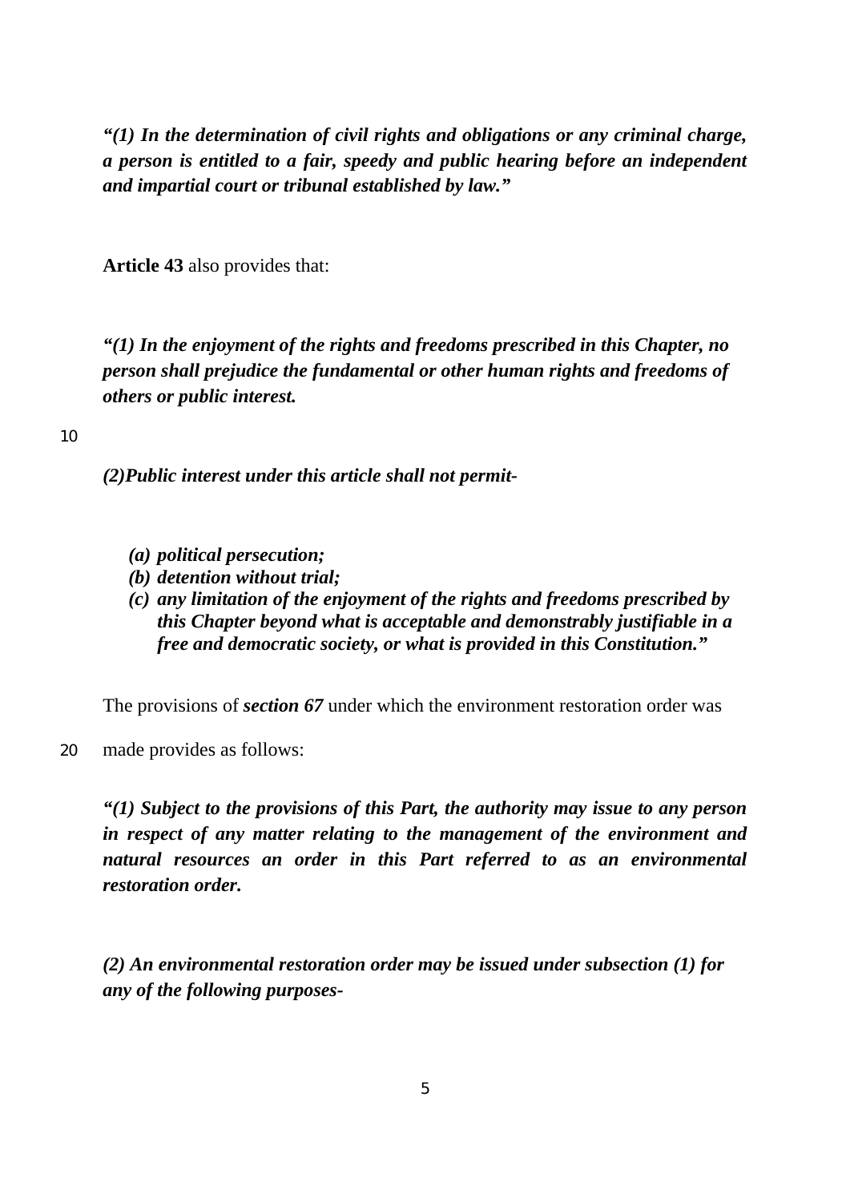***"(1) In the determination of civil rights and obligations or any criminal charge, a person is entitled to a fair, speedy and public hearing before an independent and impartial court or tribunal established by law."***

**Article 43** also provides that:

***"(1) In the enjoyment of the rights and freedoms prescribed in this Chapter, no person shall prejudice the fundamental or other human rights and freedoms of others or public interest.***

***(2)Public interest under this article shall not permit-***

***(a) political persecution;***
***(b) detention without trial;***
***(c) any limitation of the enjoyment of the rights and freedoms prescribed by this Chapter beyond what is acceptable and demonstrably justifiable in a free and democratic society, or what is provided in this Constitution."***

The provisions of ***section 67*** under which the environment restoration order was made provides as follows:

***"(1) Subject to the provisions of this Part, the authority may issue to any person in respect of any matter relating to the management of the environment and natural resources an order in this Part referred to as an environmental restoration order.***

***(2) An environmental restoration order may be issued under subsection (1) for any of the following purposes-***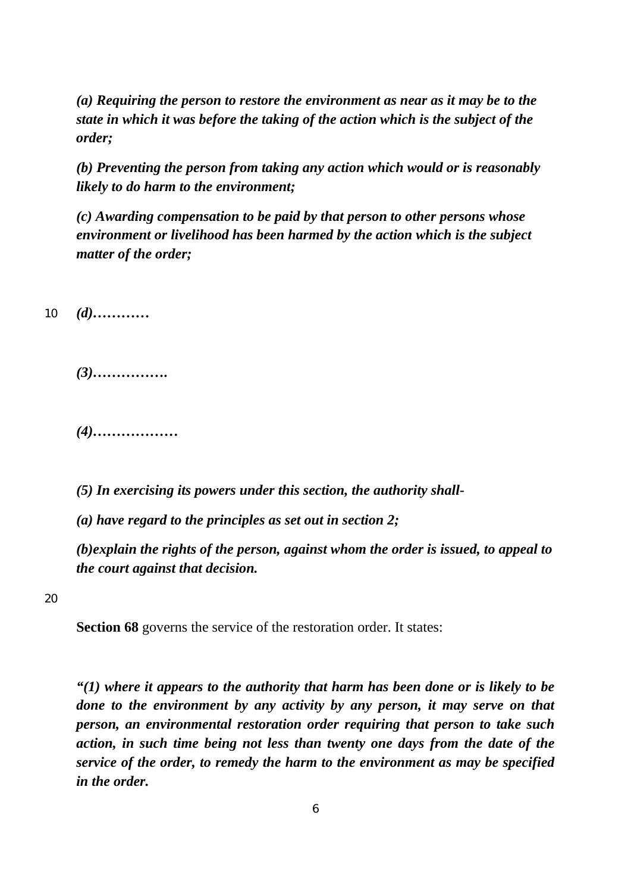***(a) Requiring the person to restore the environment as near as it may be to the state in which it was before the taking of the action which is the subject of the order;***

***(b) Preventing the person from taking any action which would or is reasonably likely to do harm to the environment;***

***(c) Awarding compensation to be paid by that person to other persons whose environment or livelihood has been harmed by the action which is the subject matter of the order;***

***(d)…………***

***(3)…………….***

***(4)………………***

***(5) In exercising its powers under this section, the authority shall-***

***(a) have regard to the principles as set out in section 2;***

***(b)explain the rights of the person, against whom the order is issued, to appeal to the court against that decision.***

**Section 68** governs the service of the restoration order. It states:

***"(1) where it appears to the authority that harm has been done or is likely to be done to the environment by any activity by any person, it may serve on that person, an environmental restoration order requiring that person to take such action, in such time being not less than twenty one days from the date of the service of the order, to remedy the harm to the environment as may be specified in the order.***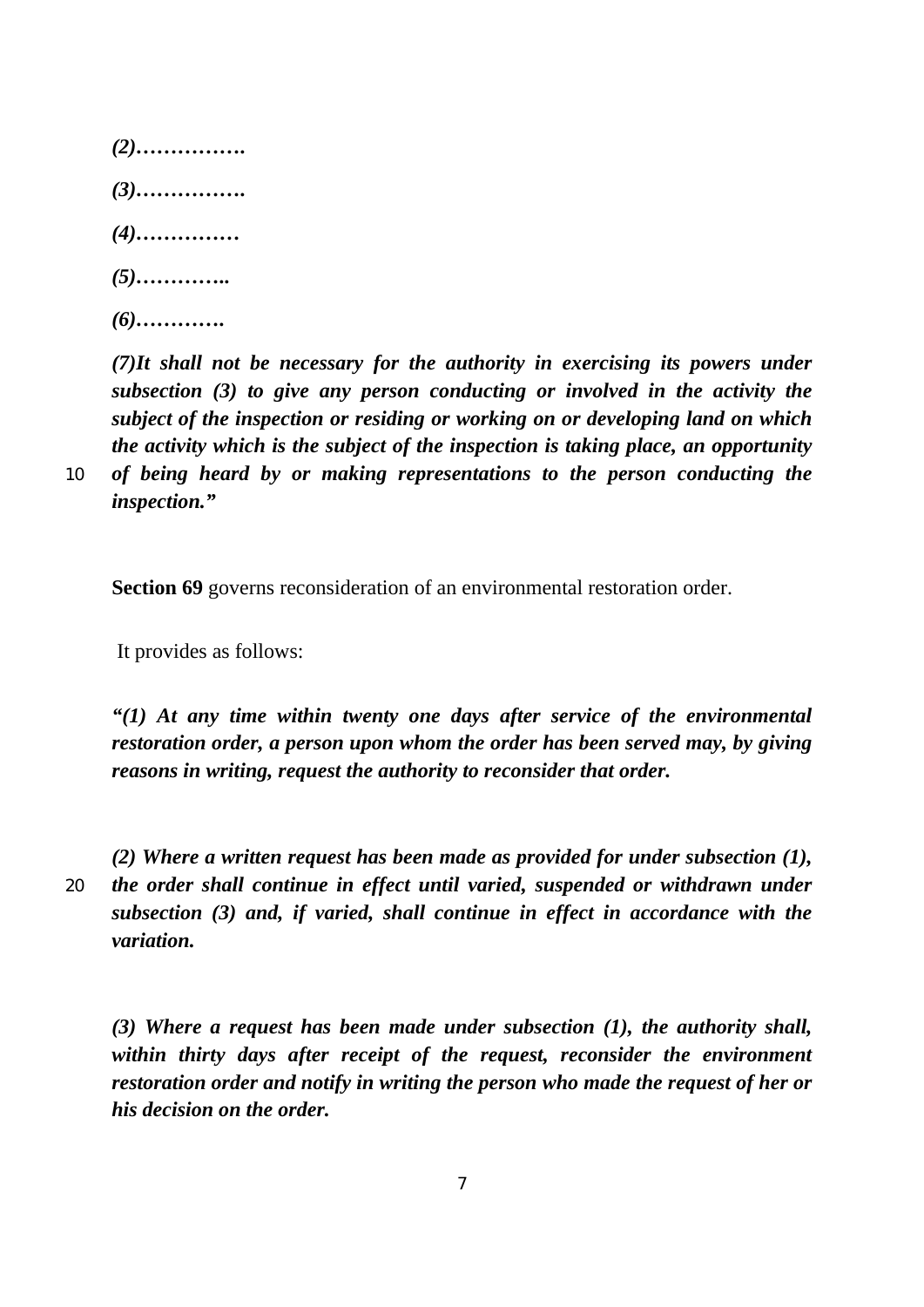***(2)…………….***

***(3)…………….***

***(4)……………***

***(5)…………..***

***(6)………….***

***(7)It shall not be necessary for the authority in exercising its powers under subsection (3) to give any person conducting or involved in the activity the subject of the inspection or residing or working on or developing land on which the activity which is the subject of the inspection is taking place, an opportunity of being heard by or making representations to the person conducting the inspection."***

**Section 69** governs reconsideration of an environmental restoration order.

It provides as follows:

***"(1) At any time within twenty one days after service of the environmental restoration order, a person upon whom the order has been served may, by giving reasons in writing, request the authority to reconsider that order.***

***(2) Where a written request has been made as provided for under subsection (1), the order shall continue in effect until varied, suspended or withdrawn under subsection (3) and, if varied, shall continue in effect in accordance with the variation.***

***(3) Where a request has been made under subsection (1), the authority shall, within thirty days after receipt of the request, reconsider the environment restoration order and notify in writing the person who made the request of her or his decision on the order.***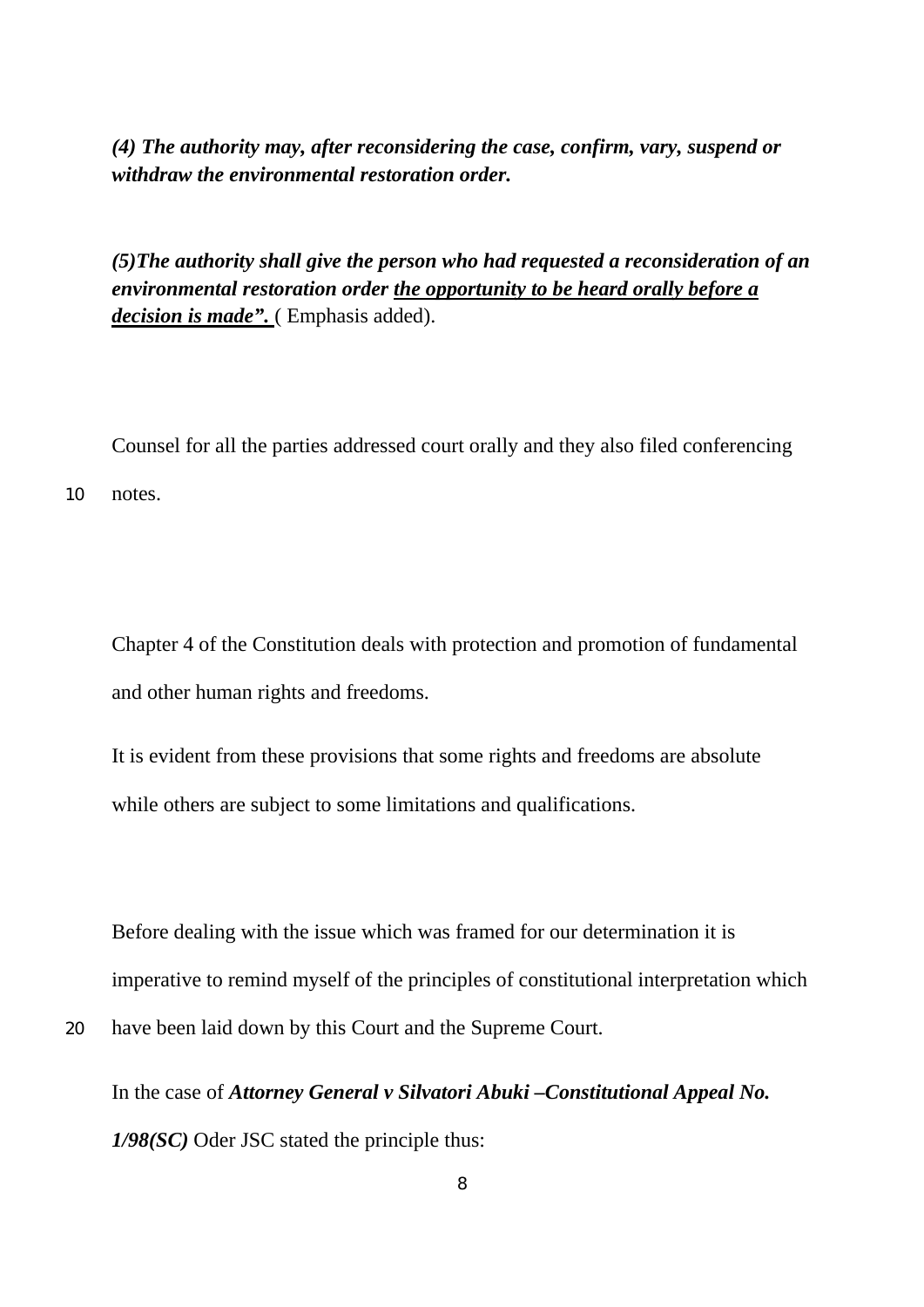***(4) The authority may, after reconsidering the case, confirm, vary, suspend or withdraw the environmental restoration order.***

***(5)The authority shall give the person who had requested a reconsideration of an environmental restoration order <u>the opportunity to be heard orally before a decision is made”.</u>*** ( Emphasis added).

Counsel for all the parties addressed court orally and they also filed conferencing notes.

Chapter 4 of the Constitution deals with protection and promotion of fundamental and other human rights and freedoms.

It is evident from these provisions that some rights and freedoms are absolute while others are subject to some limitations and qualifications.

Before dealing with the issue which was framed for our determination it is imperative to remind myself of the principles of constitutional interpretation which have been laid down by this Court and the Supreme Court.

In the case of ***Attorney General v Silvatori Abuki –Constitutional Appeal No. 1/98(SC)*** Oder JSC stated the principle thus: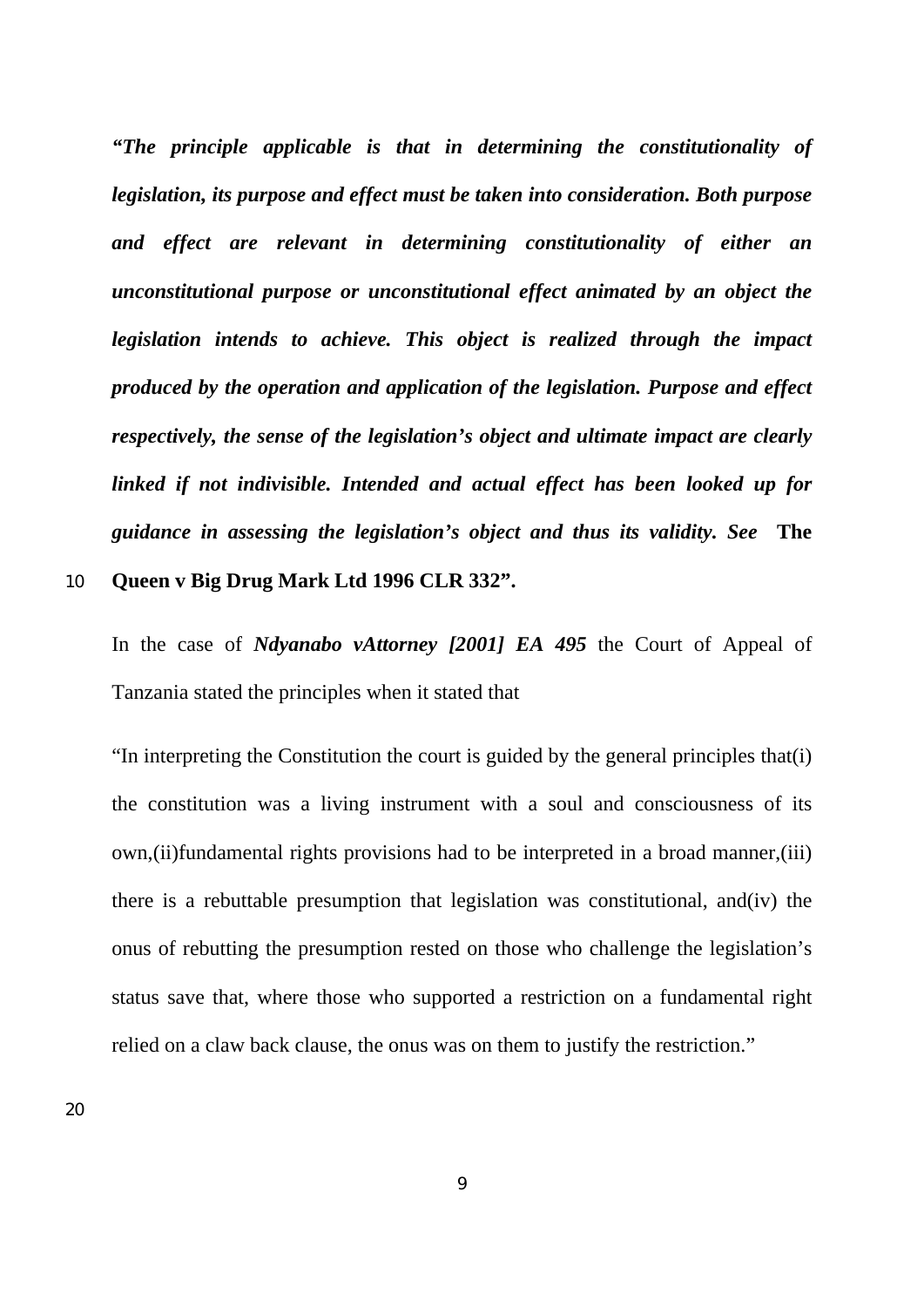***"The principle applicable is that in determining the constitutionality of legislation, its purpose and effect must be taken into consideration. Both purpose and effect are relevant in determining constitutionality of either an unconstitutional purpose or unconstitutional effect animated by an object the legislation intends to achieve. This object is realized through the impact produced by the operation and application of the legislation. Purpose and effect respectively, the sense of the legislation's object and ultimate impact are clearly linked if not indivisible. Intended and actual effect has been looked up for guidance in assessing the legislation's object and thus its validity. See*** **The Queen v Big Drug Mark Ltd 1996 CLR 332".**

In the case of ***Ndyanabo vAttorney [2001] EA 495*** the Court of Appeal of Tanzania stated the principles when it stated that

"In interpreting the Constitution the court is guided by the general principles that(i) the constitution was a living instrument with a soul and consciousness of its own,(ii)fundamental rights provisions had to be interpreted in a broad manner,(iii) there is a rebuttable presumption that legislation was constitutional, and(iv) the onus of rebutting the presumption rested on those who challenge the legislation's status save that, where those who supported a restriction on a fundamental right relied on a claw back clause, the onus was on them to justify the restriction."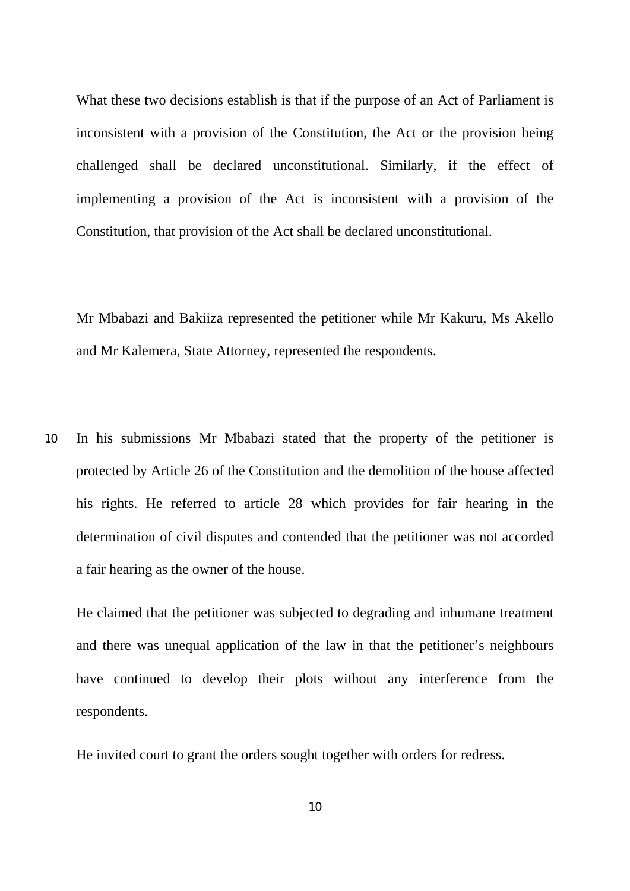What these two decisions establish is that if the purpose of an Act of Parliament is inconsistent with a provision of the Constitution, the Act or the provision being challenged shall be declared unconstitutional. Similarly, if the effect of implementing a provision of the Act is inconsistent with a provision of the Constitution, that provision of the Act shall be declared unconstitutional.

Mr Mbabazi and Bakiiza represented the petitioner while Mr Kakuru, Ms Akello and Mr Kalemera, State Attorney, represented the respondents.

In his submissions Mr Mbabazi stated that the property of the petitioner is protected by Article 26 of the Constitution and the demolition of the house affected his rights. He referred to article 28 which provides for fair hearing in the determination of civil disputes and contended that the petitioner was not accorded a fair hearing as the owner of the house.

He claimed that the petitioner was subjected to degrading and inhumane treatment and there was unequal application of the law in that the petitioner's neighbours have continued to develop their plots without any interference from the respondents.

He invited court to grant the orders sought together with orders for redress.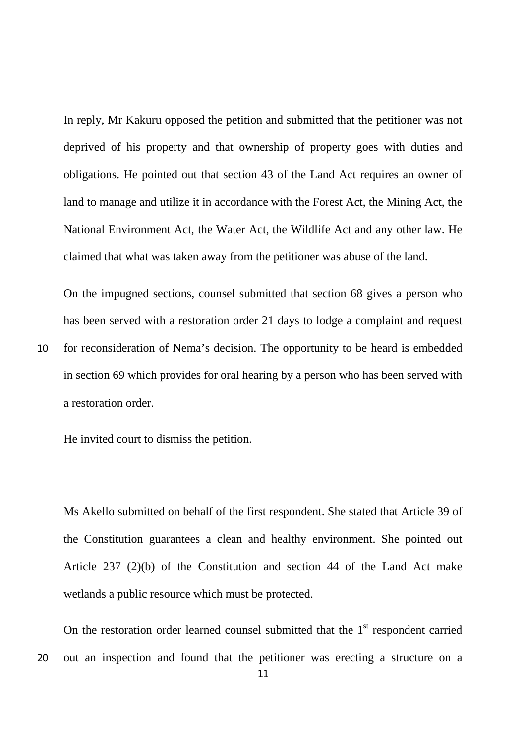In reply, Mr Kakuru opposed the petition and submitted that the petitioner was not deprived of his property and that ownership of property goes with duties and obligations. He pointed out that section 43 of the Land Act requires an owner of land to manage and utilize it in accordance with the Forest Act, the Mining Act, the National Environment Act, the Water Act, the Wildlife Act and any other law. He claimed that what was taken away from the petitioner was abuse of the land.

On the impugned sections, counsel submitted that section 68 gives a person who has been served with a restoration order 21 days to lodge a complaint and request for reconsideration of Nema's decision. The opportunity to be heard is embedded in section 69 which provides for oral hearing by a person who has been served with a restoration order.

He invited court to dismiss the petition.

Ms Akello submitted on behalf of the first respondent. She stated that Article 39 of the Constitution guarantees a clean and healthy environment. She pointed out Article 237 (2)(b) of the Constitution and section 44 of the Land Act make wetlands a public resource which must be protected.

On the restoration order learned counsel submitted that the 1st respondent carried out an inspection and found that the petitioner was erecting a structure on a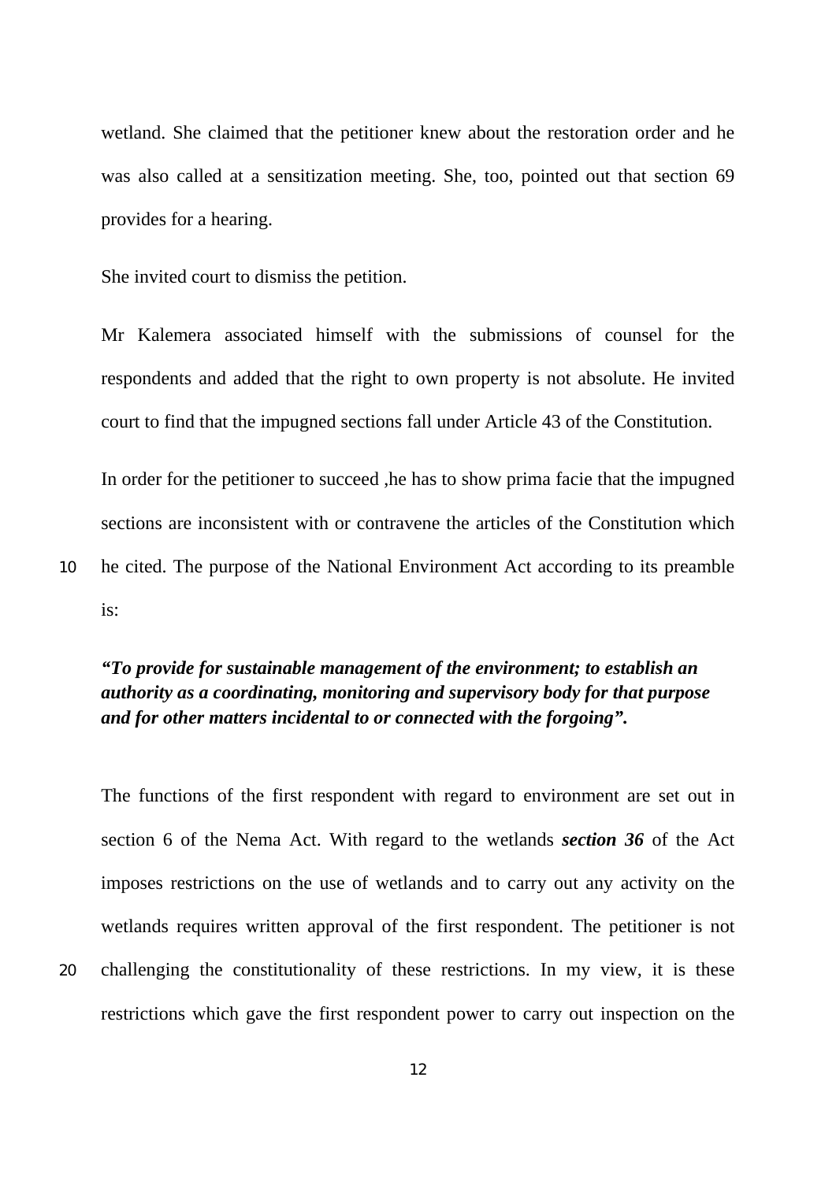wetland. She claimed that the petitioner knew about the restoration order and he was also called at a sensitization meeting. She, too, pointed out that section 69 provides for a hearing.

She invited court to dismiss the petition.

Mr Kalemera associated himself with the submissions of counsel for the respondents and added that the right to own property is not absolute. He invited court to find that the impugned sections fall under Article 43 of the Constitution.

In order for the petitioner to succeed ,he has to show prima facie that the impugned sections are inconsistent with or contravene the articles of the Constitution which he cited. The purpose of the National Environment Act according to its preamble is:

***"To provide for sustainable management of the environment; to establish an authority as a coordinating, monitoring and supervisory body for that purpose and for other matters incidental to or connected with the forgoing".***

The functions of the first respondent with regard to environment are set out in section 6 of the Nema Act. With regard to the wetlands ***section 36*** of the Act imposes restrictions on the use of wetlands and to carry out any activity on the wetlands requires written approval of the first respondent. The petitioner is not challenging the constitutionality of these restrictions. In my view, it is these restrictions which gave the first respondent power to carry out inspection on the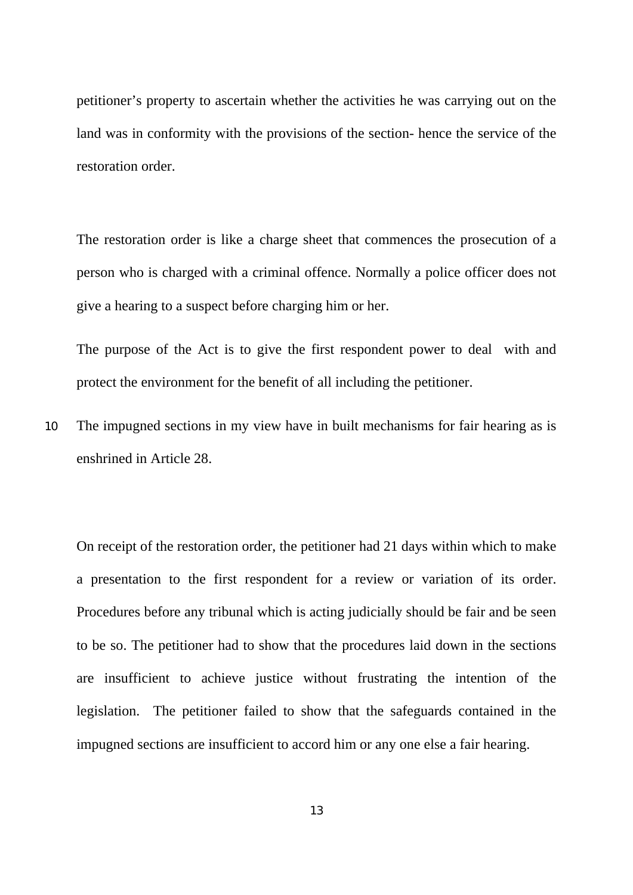petitioner's property to ascertain whether the activities he was carrying out on the land was in conformity with the provisions of the section- hence the service of the restoration order.

The restoration order is like a charge sheet that commences the prosecution of a person who is charged with a criminal offence. Normally a police officer does not give a hearing to a suspect before charging him or her.

The purpose of the Act is to give the first respondent power to deal with and protect the environment for the benefit of all including the petitioner.

The impugned sections in my view have in built mechanisms for fair hearing as is enshrined in Article 28.

On receipt of the restoration order, the petitioner had 21 days within which to make a presentation to the first respondent for a review or variation of its order. Procedures before any tribunal which is acting judicially should be fair and be seen to be so. The petitioner had to show that the procedures laid down in the sections are insufficient to achieve justice without frustrating the intention of the legislation. The petitioner failed to show that the safeguards contained in the impugned sections are insufficient to accord him or any one else a fair hearing.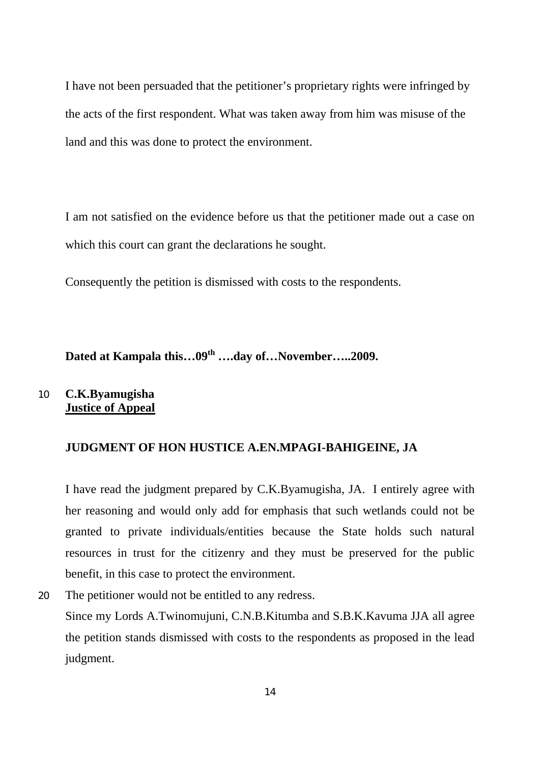I have not been persuaded that the petitioner's proprietary rights were infringed by the acts of the first respondent. What was taken away from him was misuse of the land and this was done to protect the environment.

I am not satisfied on the evidence before us that the petitioner made out a case on which this court can grant the declarations he sought.

Consequently the petition is dismissed with costs to the respondents.

**Dated at Kampala this…09th ….day of…November…..2009.**

**C.K.Byamugisha**
**Justice of Appeal**

**JUDGMENT OF HON HUSTICE A.EN.MPAGI-BAHIGEINE, JA**

I have read the judgment prepared by C.K.Byamugisha, JA. I entirely agree with her reasoning and would only add for emphasis that such wetlands could not be granted to private individuals/entities because the State holds such natural resources in trust for the citizenry and they must be preserved for the public benefit, in this case to protect the environment.

The petitioner would not be entitled to any redress.

Since my Lords A.Twinomujuni, C.N.B.Kitumba and S.B.K.Kavuma JJA all agree the petition stands dismissed with costs to the respondents as proposed in the lead judgment.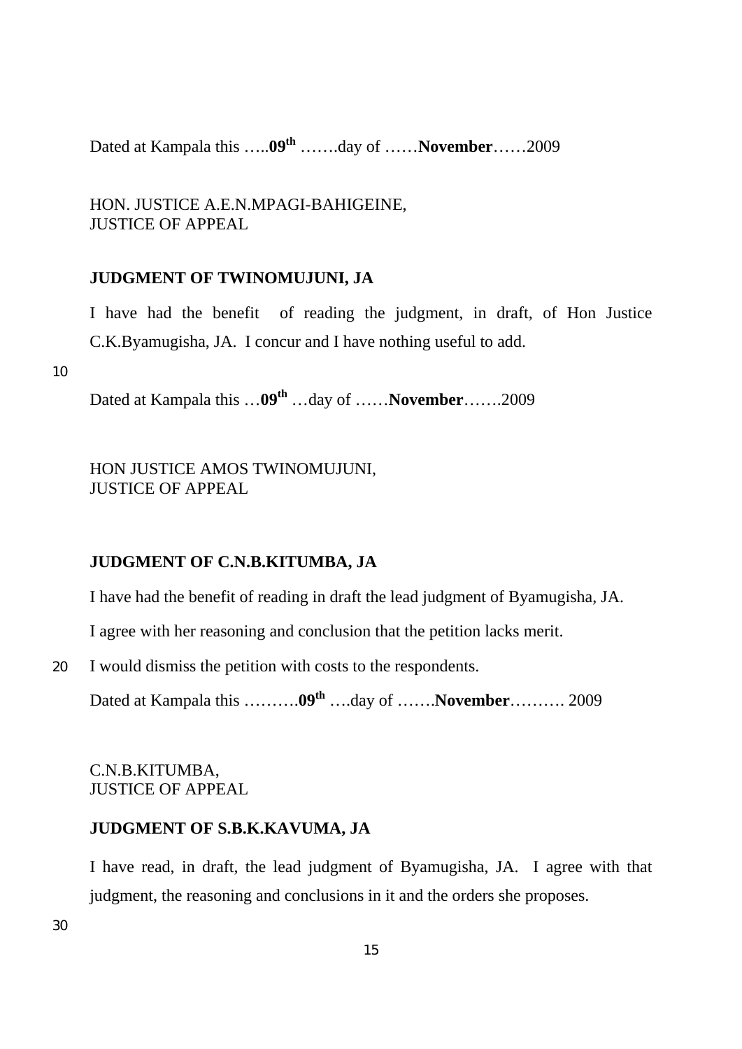Dated at Kampala this …..**09th** …….day of ……**November**……2009

HON. JUSTICE A.E.N.MPAGI-BAHIGEINE,
JUSTICE OF APPEAL

**JUDGMENT OF TWINOMUJUNI, JA**

I have had the benefit of reading the judgment, in draft, of Hon Justice C.K.Byamugisha, JA. I concur and I have nothing useful to add.

Dated at Kampala this …**09th** …day of ……**November**…….2009

HON JUSTICE AMOS TWINOMUJUNI,
JUSTICE OF APPEAL

**JUDGMENT OF C.N.B.KITUMBA, JA**

I have had the benefit of reading in draft the lead judgment of Byamugisha, JA.

I agree with her reasoning and conclusion that the petition lacks merit.

I would dismiss the petition with costs to the respondents.

Dated at Kampala this ……….**09th** ….day of …….**November**………. 2009

C.N.B.KITUMBA,
JUSTICE OF APPEAL

**JUDGMENT OF S.B.K.KAVUMA, JA**

I have read, in draft, the lead judgment of Byamugisha, JA. I agree with that judgment, the reasoning and conclusions in it and the orders she proposes.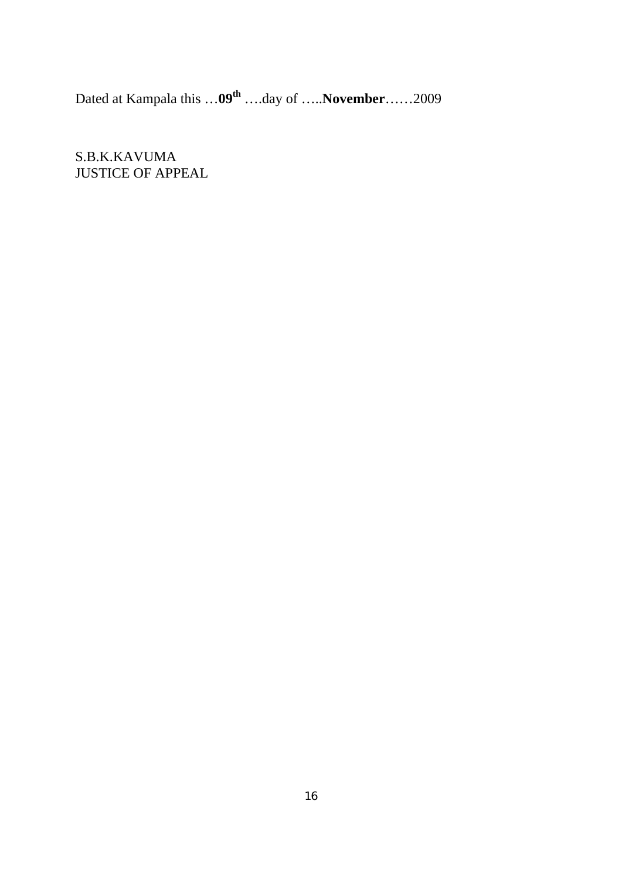Dated at Kampala this …**09th** ….day of …..**November**……2009

S.B.K.KAVUMA
JUSTICE OF APPEAL